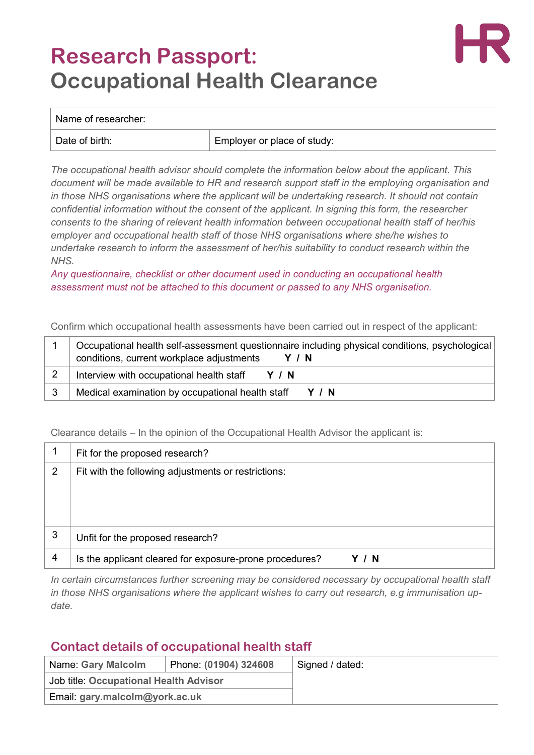# Research Passport: Occupational Health Clearance

| Name of researcher: | |
|---|---|
| Date of birth: | Employer or place of study: |

*The occupational health advisor should complete the information below about the applicant. This document will be made available to HR and research support staff in the employing organisation and in those NHS organisations where the applicant will be undertaking research. It should not contain confidential information without the consent of the applicant. In signing this form, the researcher consents to the sharing of relevant health information between occupational health staff of her/his employer and occupational health staff of those NHS organisations where she/he wishes to undertake research to inform the assessment of her/his suitability to conduct research within the NHS.*

*Any questionnaire, checklist or other document used in conducting an occupational health assessment must not be attached to this document or passed to any NHS organisation.*

Confirm which occupational health assessments have been carried out in respect of the applicant:

| | |
|---|---|
| 1 | Occupational health self-assessment questionnaire including physical conditions, psychological conditions, current workplace adjustments **Y / N** |
| 2 | Interview with occupational health staff **Y / N** |
| 3 | Medical examination by occupational health staff **Y / N** |

Clearance details – In the opinion of the Occupational Health Advisor the applicant is:

| | |
|---|---|
| 1 | Fit for the proposed research? |
| 2 | Fit with the following adjustments or restrictions: |
| 3 | Unfit for the proposed research? |
| 4 | Is the applicant cleared for exposure-prone procedures? **Y / N** |

*In certain circumstances further screening may be considered necessary by occupational health staff in those NHS organisations where the applicant wishes to carry out research, e.g immunisation up-date.*

## Contact details of occupational health staff

| Name: **Gary Malcolm** | Phone: **(01904) 324608** | Signed / dated: |
|---|---|---|
| Job title: **Occupational Health Advisor** | | |
| Email: **gary.malcolm@york.ac.uk** | | |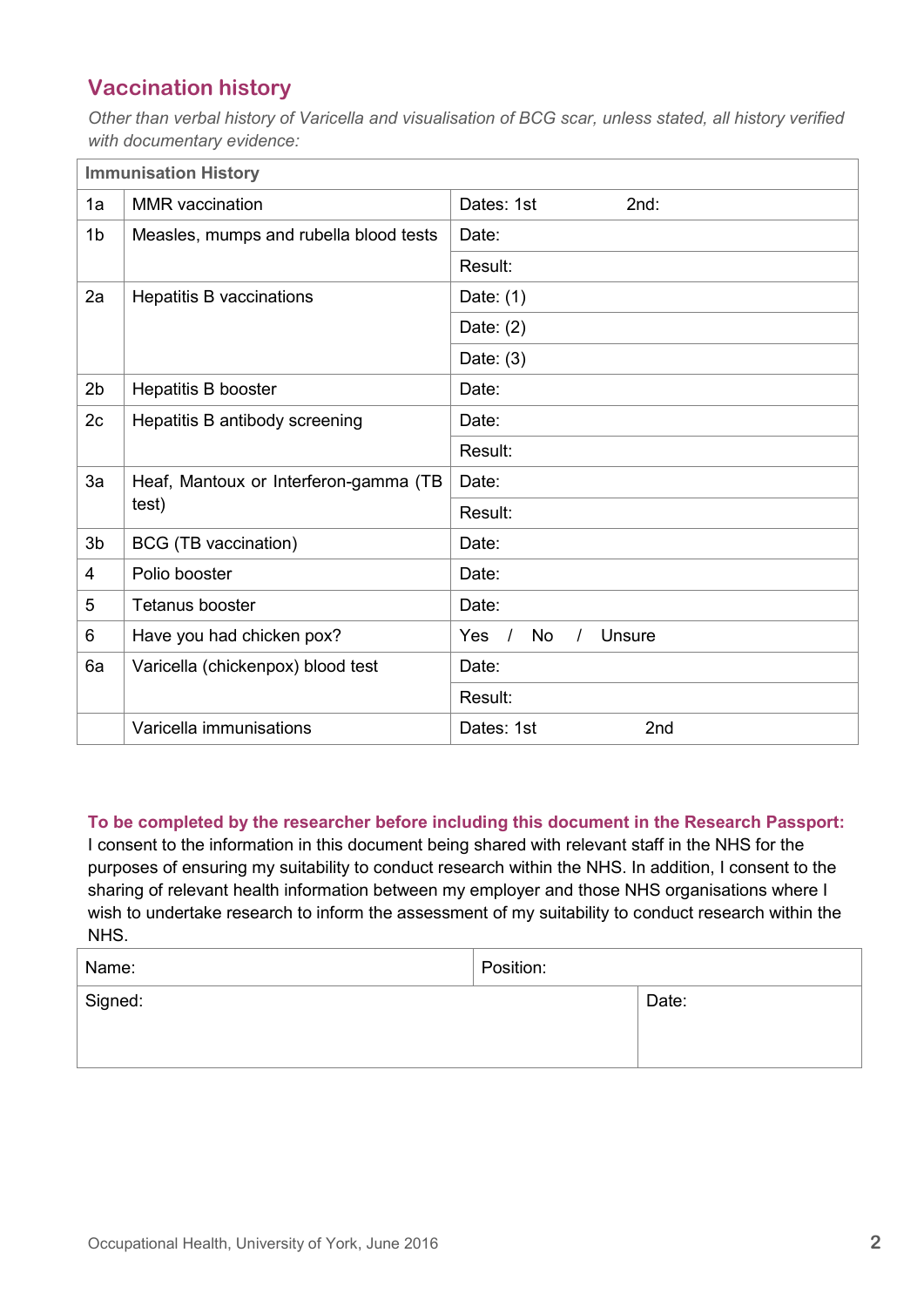## Vaccination history

*Other than verbal history of Varicella and visualisation of BCG scar, unless stated, all history verified with documentary evidence:*

| Immunisation History | | |
|---|---|---|
| 1a | MMR vaccination | Dates: 1st &nbsp;&nbsp;&nbsp;&nbsp; 2nd: |
| 1b | Measles, mumps and rubella blood tests | Date: |
| | | Result: |
| 2a | Hepatitis B vaccinations | Date: (1) |
| | | Date: (2) |
| | | Date: (3) |
| 2b | Hepatitis B booster | Date: |
| 2c | Hepatitis B antibody screening | Date: |
| | | Result: |
| 3a | Heaf, Mantoux or Interferon-gamma (TB test) | Date: |
| | | Result: |
| 3b | BCG (TB vaccination) | Date: |
| 4 | Polio booster | Date: |
| 5 | Tetanus booster | Date: |
| 6 | Have you had chicken pox? | Yes / No / Unsure |
| 6a | Varicella (chickenpox) blood test | Date: |
| | | Result: |
| | Varicella immunisations | Dates: 1st &nbsp;&nbsp;&nbsp;&nbsp; 2nd |

**To be completed by the researcher before including this document in the Research Passport:**
I consent to the information in this document being shared with relevant staff in the NHS for the purposes of ensuring my suitability to conduct research within the NHS. In addition, I consent to the sharing of relevant health information between my employer and those NHS organisations where I wish to undertake research to inform the assessment of my suitability to conduct research within the NHS.

| | |
|---|---|
| Name: | Position: |
| Signed: | Date: |

Occupational Health, University of York, June 2016